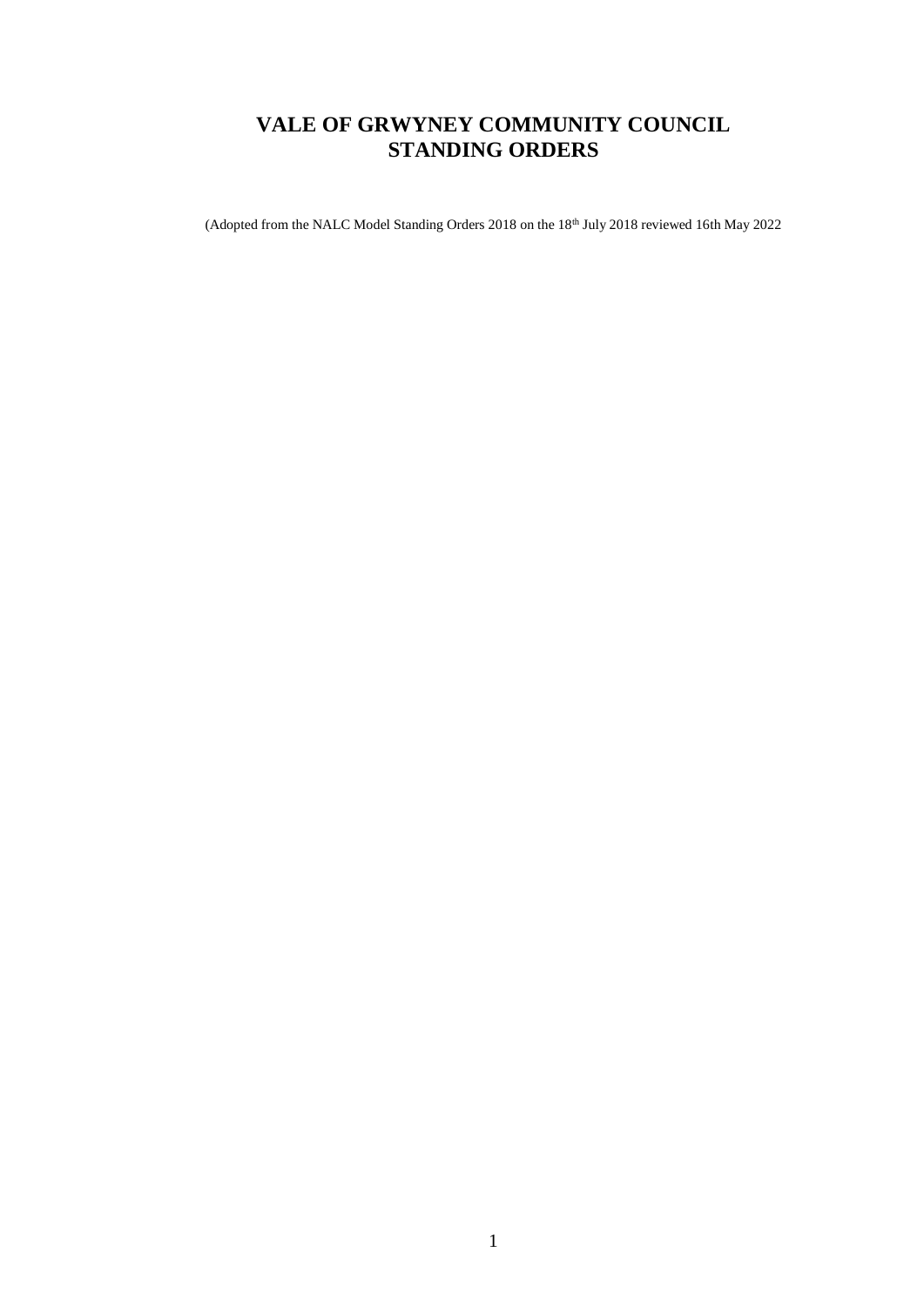# VALE OF GRWYNEY COMMUNITY COUNCIL
# STANDING ORDERS

(Adopted from the NALC Model Standing Orders 2018 on the 18th July 2018 reviewed 16th May 2022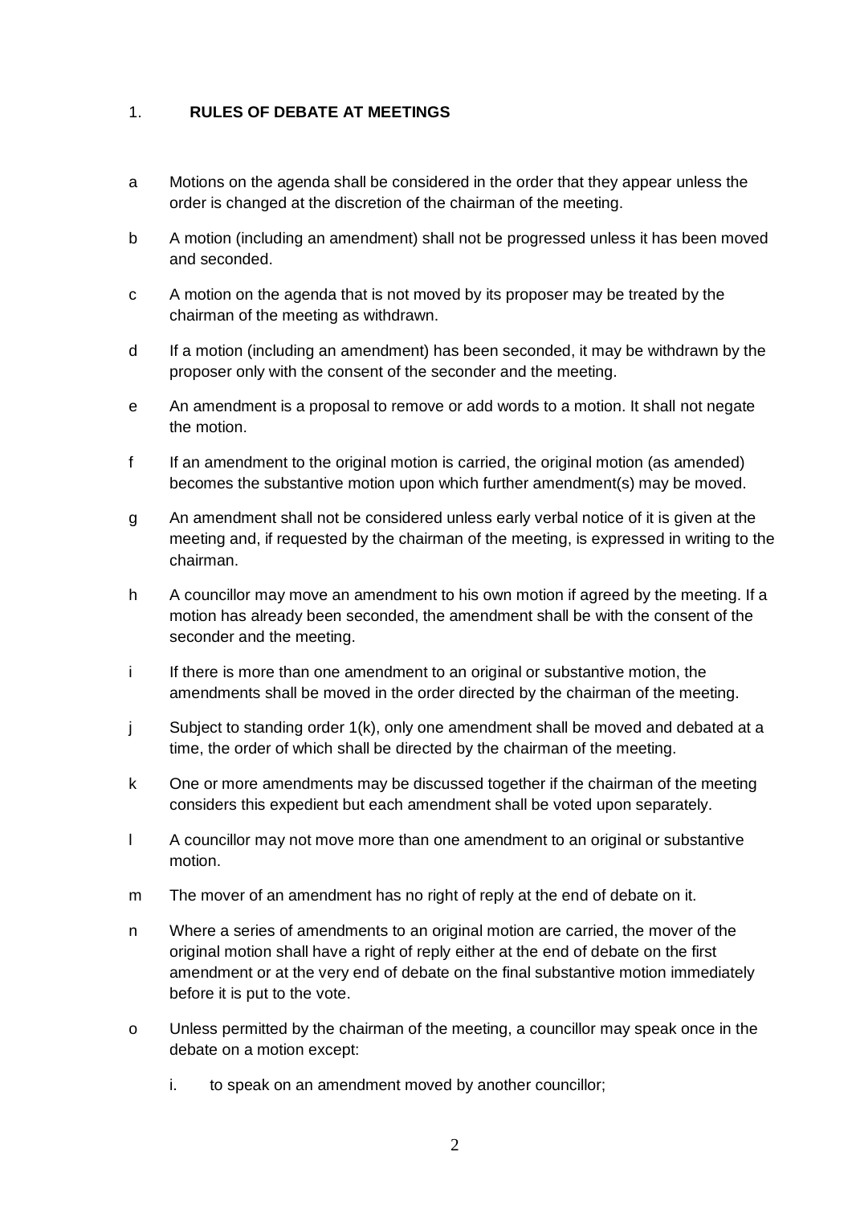## 1. RULES OF DEBATE AT MEETINGS

a. Motions on the agenda shall be considered in the order that they appear unless the order is changed at the discretion of the chairman of the meeting.

b. A motion (including an amendment) shall not be progressed unless it has been moved and seconded.

c. A motion on the agenda that is not moved by its proposer may be treated by the chairman of the meeting as withdrawn.

d. If a motion (including an amendment) has been seconded, it may be withdrawn by the proposer only with the consent of the seconder and the meeting.

e. An amendment is a proposal to remove or add words to a motion. It shall not negate the motion.

f. If an amendment to the original motion is carried, the original motion (as amended) becomes the substantive motion upon which further amendment(s) may be moved.

g. An amendment shall not be considered unless early verbal notice of it is given at the meeting and, if requested by the chairman of the meeting, is expressed in writing to the chairman.

h. A councillor may move an amendment to his own motion if agreed by the meeting. If a motion has already been seconded, the amendment shall be with the consent of the seconder and the meeting.

i. If there is more than one amendment to an original or substantive motion, the amendments shall be moved in the order directed by the chairman of the meeting.

j. Subject to standing order 1(k), only one amendment shall be moved and debated at a time, the order of which shall be directed by the chairman of the meeting.

k. One or more amendments may be discussed together if the chairman of the meeting considers this expedient but each amendment shall be voted upon separately.

l. A councillor may not move more than one amendment to an original or substantive motion.

m. The mover of an amendment has no right of reply at the end of debate on it.

n. Where a series of amendments to an original motion are carried, the mover of the original motion shall have a right of reply either at the end of debate on the first amendment or at the very end of debate on the final substantive motion immediately before it is put to the vote.

o. Unless permitted by the chairman of the meeting, a councillor may speak once in the debate on a motion except:

   i. to speak on an amendment moved by another councillor;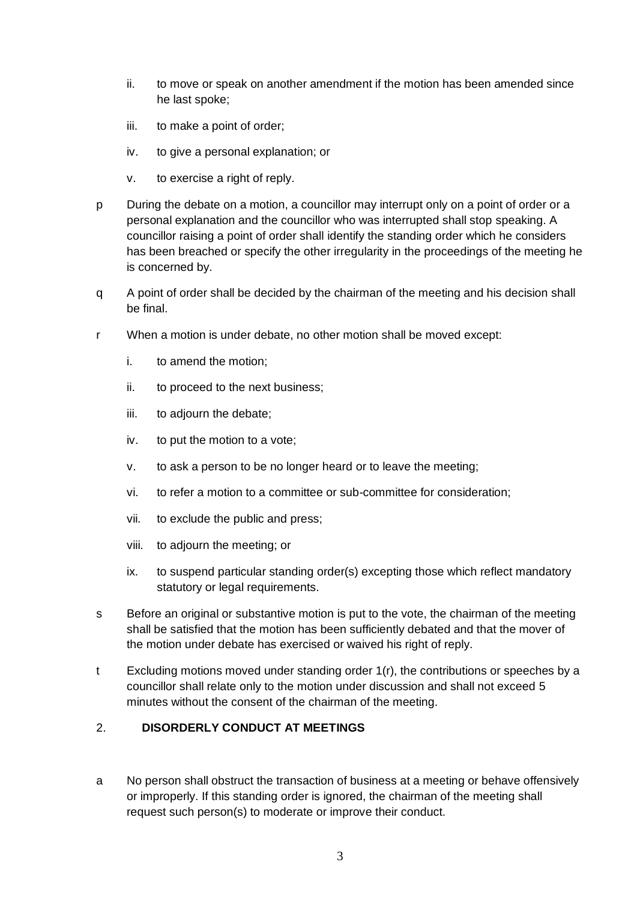- ii. to move or speak on another amendment if the motion has been amended since he last spoke;
   - iii. to make a point of order;
   - iv. to give a personal explanation; or
   - v. to exercise a right of reply.

p During the debate on a motion, a councillor may interrupt only on a point of order or a personal explanation and the councillor who was interrupted shall stop speaking. A councillor raising a point of order shall identify the standing order which he considers has been breached or specify the other irregularity in the proceedings of the meeting he is concerned by.

q A point of order shall be decided by the chairman of the meeting and his decision shall be final.

r When a motion is under debate, no other motion shall be moved except:

   - i. to amend the motion;
   - ii. to proceed to the next business;
   - iii. to adjourn the debate;
   - iv. to put the motion to a vote;
   - v. to ask a person to be no longer heard or to leave the meeting;
   - vi. to refer a motion to a committee or sub-committee for consideration;
   - vii. to exclude the public and press;
   - viii. to adjourn the meeting; or
   - ix. to suspend particular standing order(s) excepting those which reflect mandatory statutory or legal requirements.

s Before an original or substantive motion is put to the vote, the chairman of the meeting shall be satisfied that the motion has been sufficiently debated and that the mover of the motion under debate has exercised or waived his right of reply.

t Excluding motions moved under standing order 1(r), the contributions or speeches by a councillor shall relate only to the motion under discussion and shall not exceed 5 minutes without the consent of the chairman of the meeting.

## 2. DISORDERLY CONDUCT AT MEETINGS

a No person shall obstruct the transaction of business at a meeting or behave offensively or improperly. If this standing order is ignored, the chairman of the meeting shall request such person(s) to moderate or improve their conduct.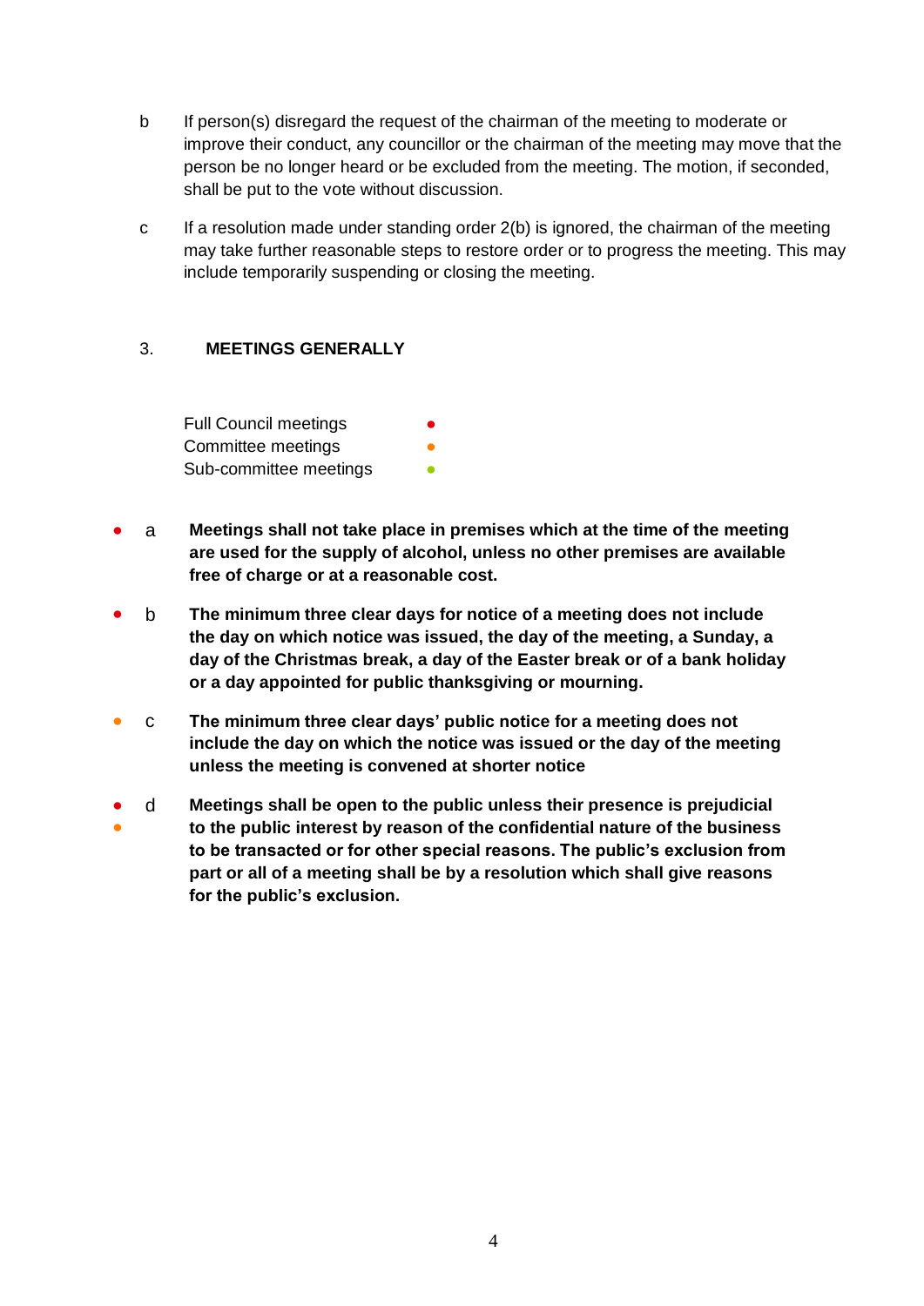b If person(s) disregard the request of the chairman of the meeting to moderate or improve their conduct, any councillor or the chairman of the meeting may move that the person be no longer heard or be excluded from the meeting. The motion, if seconded, shall be put to the vote without discussion.

c If a resolution made under standing order 2(b) is ignored, the chairman of the meeting may take further reasonable steps to restore order or to progress the meeting. This may include temporarily suspending or closing the meeting.

## 3. MEETINGS GENERALLY

| | |
|---|---|
| Full Council meetings | ● (red) |
| Committee meetings | ● (orange) |
| Sub-committee meetings | ● (green) |

● (red) a **Meetings shall not take place in premises which at the time of the meeting are used for the supply of alcohol, unless no other premises are available free of charge or at a reasonable cost.**

● (red) b **The minimum three clear days for notice of a meeting does not include the day on which notice was issued, the day of the meeting, a Sunday, a day of the Christmas break, a day of the Easter break or of a bank holiday or a day appointed for public thanksgiving or mourning.**

● (orange) c **The minimum three clear days' public notice for a meeting does not include the day on which the notice was issued or the day of the meeting unless the meeting is convened at shorter notice**

● (red) ● (orange) d **Meetings shall be open to the public unless their presence is prejudicial to the public interest by reason of the confidential nature of the business to be transacted or for other special reasons. The public's exclusion from part or all of a meeting shall be by a resolution which shall give reasons for the public's exclusion.**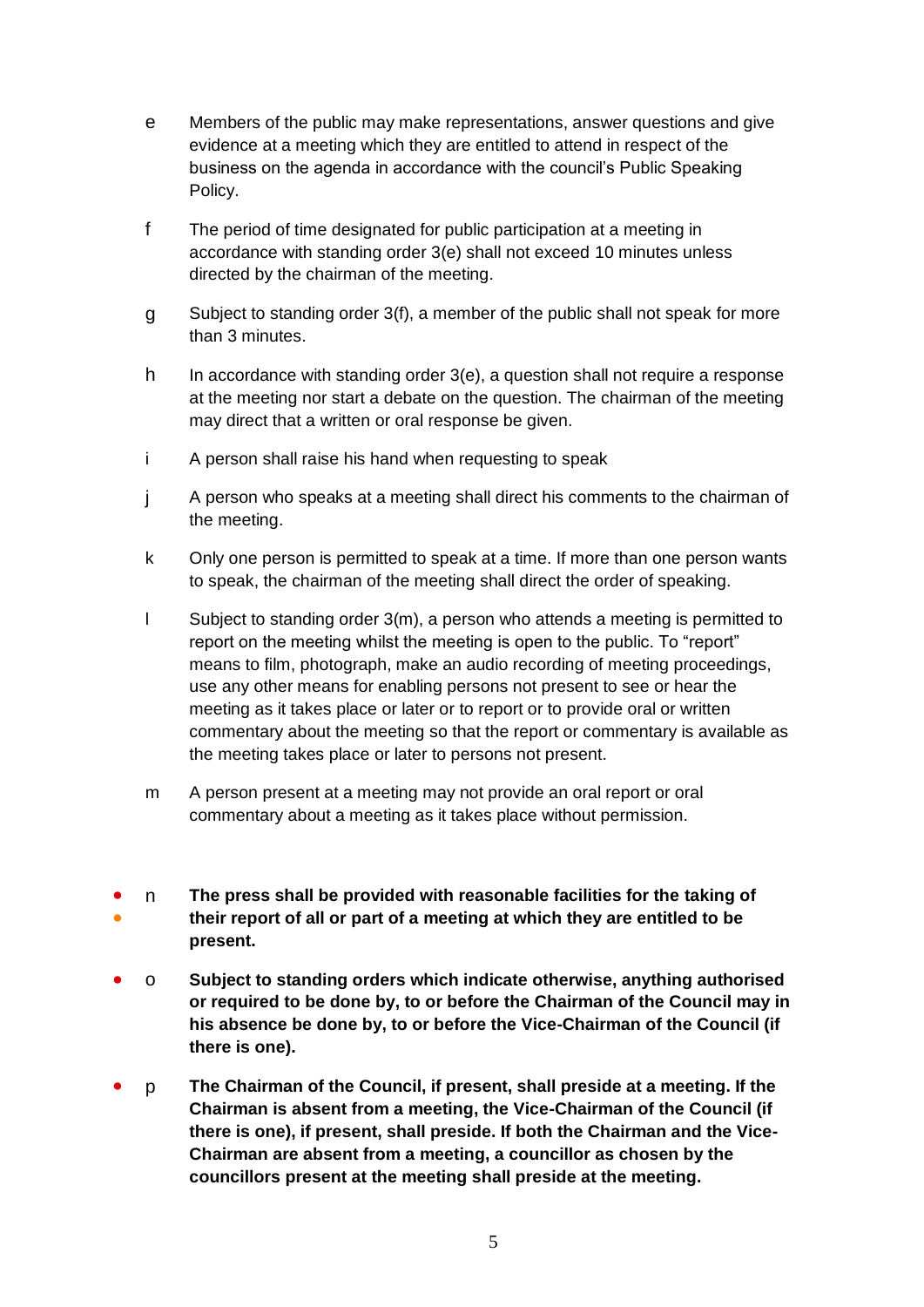e Members of the public may make representations, answer questions and give evidence at a meeting which they are entitled to attend in respect of the business on the agenda in accordance with the council's Public Speaking Policy.

f The period of time designated for public participation at a meeting in accordance with standing order 3(e) shall not exceed 10 minutes unless directed by the chairman of the meeting.

g Subject to standing order 3(f), a member of the public shall not speak for more than 3 minutes.

h In accordance with standing order 3(e), a question shall not require a response at the meeting nor start a debate on the question. The chairman of the meeting may direct that a written or oral response be given.

i A person shall raise his hand when requesting to speak

j A person who speaks at a meeting shall direct his comments to the chairman of the meeting.

k Only one person is permitted to speak at a time. If more than one person wants to speak, the chairman of the meeting shall direct the order of speaking.

l Subject to standing order 3(m), a person who attends a meeting is permitted to report on the meeting whilst the meeting is open to the public. To "report" means to film, photograph, make an audio recording of meeting proceedings, use any other means for enabling persons not present to see or hear the meeting as it takes place or later or to report or to provide oral or written commentary about the meeting so that the report or commentary is available as the meeting takes place or later to persons not present.

m A person present at a meeting may not provide an oral report or oral commentary about a meeting as it takes place without permission.

- ● n **The press shall be provided with reasonable facilities for the taking of their report of all or part of a meeting at which they are entitled to be present.**

- o **Subject to standing orders which indicate otherwise, anything authorised or required to be done by, to or before the Chairman of the Council may in his absence be done by, to or before the Vice-Chairman of the Council (if there is one).**

- p **The Chairman of the Council, if present, shall preside at a meeting. If the Chairman is absent from a meeting, the Vice-Chairman of the Council (if there is one), if present, shall preside. If both the Chairman and the Vice-Chairman are absent from a meeting, a councillor as chosen by the councillors present at the meeting shall preside at the meeting.**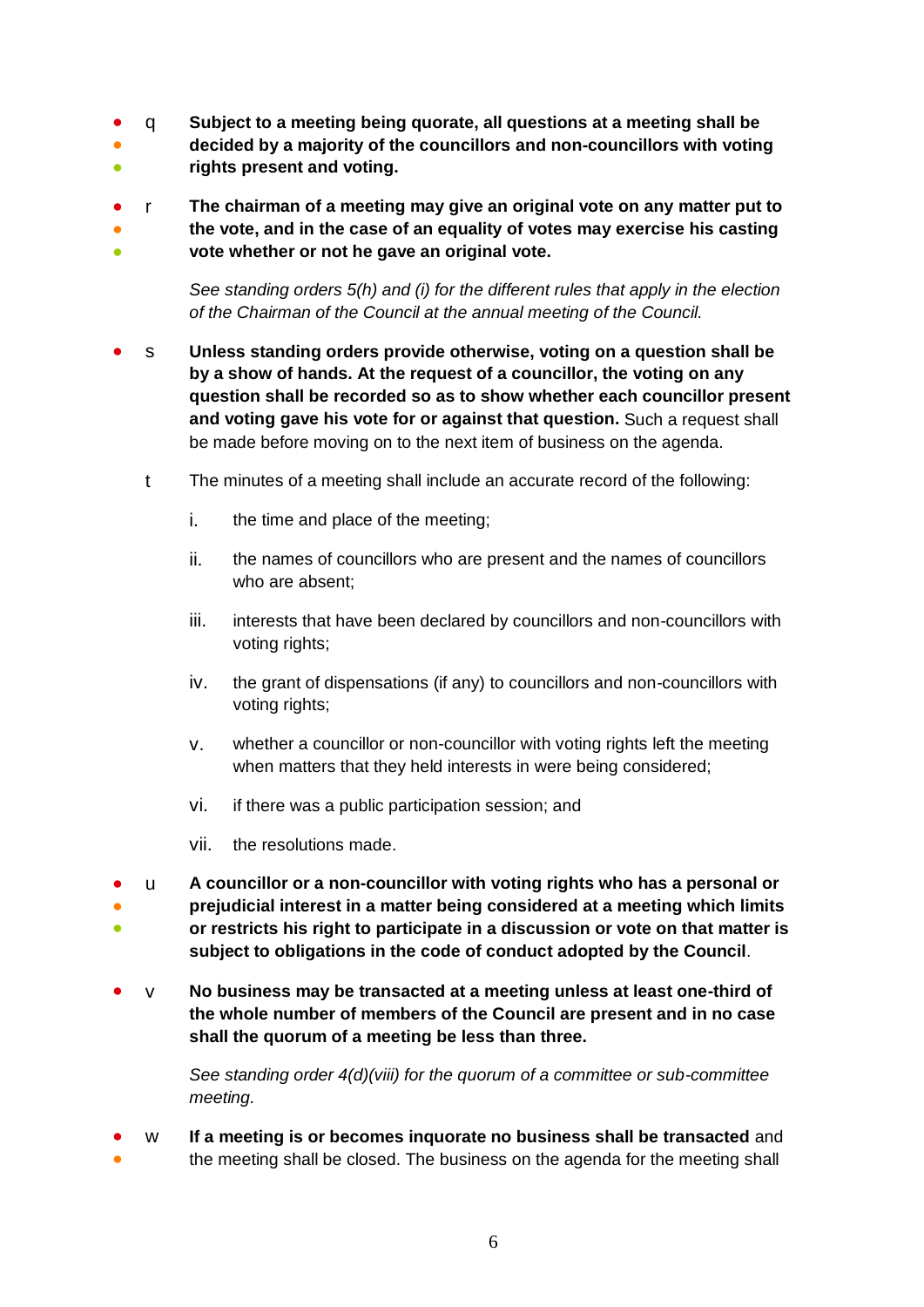q **Subject to a meeting being quorate, all questions at a meeting shall be decided by a majority of the councillors and non-councillors with voting rights present and voting.**

r **The chairman of a meeting may give an original vote on any matter put to the vote, and in the case of an equality of votes may exercise his casting vote whether or not he gave an original vote.**

*See standing orders 5(h) and (i) for the different rules that apply in the election of the Chairman of the Council at the annual meeting of the Council.*

s **Unless standing orders provide otherwise, voting on a question shall be by a show of hands. At the request of a councillor, the voting on any question shall be recorded so as to show whether each councillor present and voting gave his vote for or against that question.** Such a request shall be made before moving on to the next item of business on the agenda.

t The minutes of a meeting shall include an accurate record of the following:

i. the time and place of the meeting;

ii. the names of councillors who are present and the names of councillors who are absent;

iii. interests that have been declared by councillors and non-councillors with voting rights;

iv. the grant of dispensations (if any) to councillors and non-councillors with voting rights;

v. whether a councillor or non-councillor with voting rights left the meeting when matters that they held interests in were being considered;

vi. if there was a public participation session; and

vii. the resolutions made.

u **A councillor or a non-councillor with voting rights who has a personal or prejudicial interest in a matter being considered at a meeting which limits or restricts his right to participate in a discussion or vote on that matter is subject to obligations in the code of conduct adopted by the Council**.

v **No business may be transacted at a meeting unless at least one-third of the whole number of members of the Council are present and in no case shall the quorum of a meeting be less than three.**

*See standing order 4(d)(viii) for the quorum of a committee or sub-committee meeting.*

w **If a meeting is or becomes inquorate no business shall be transacted** and the meeting shall be closed. The business on the agenda for the meeting shall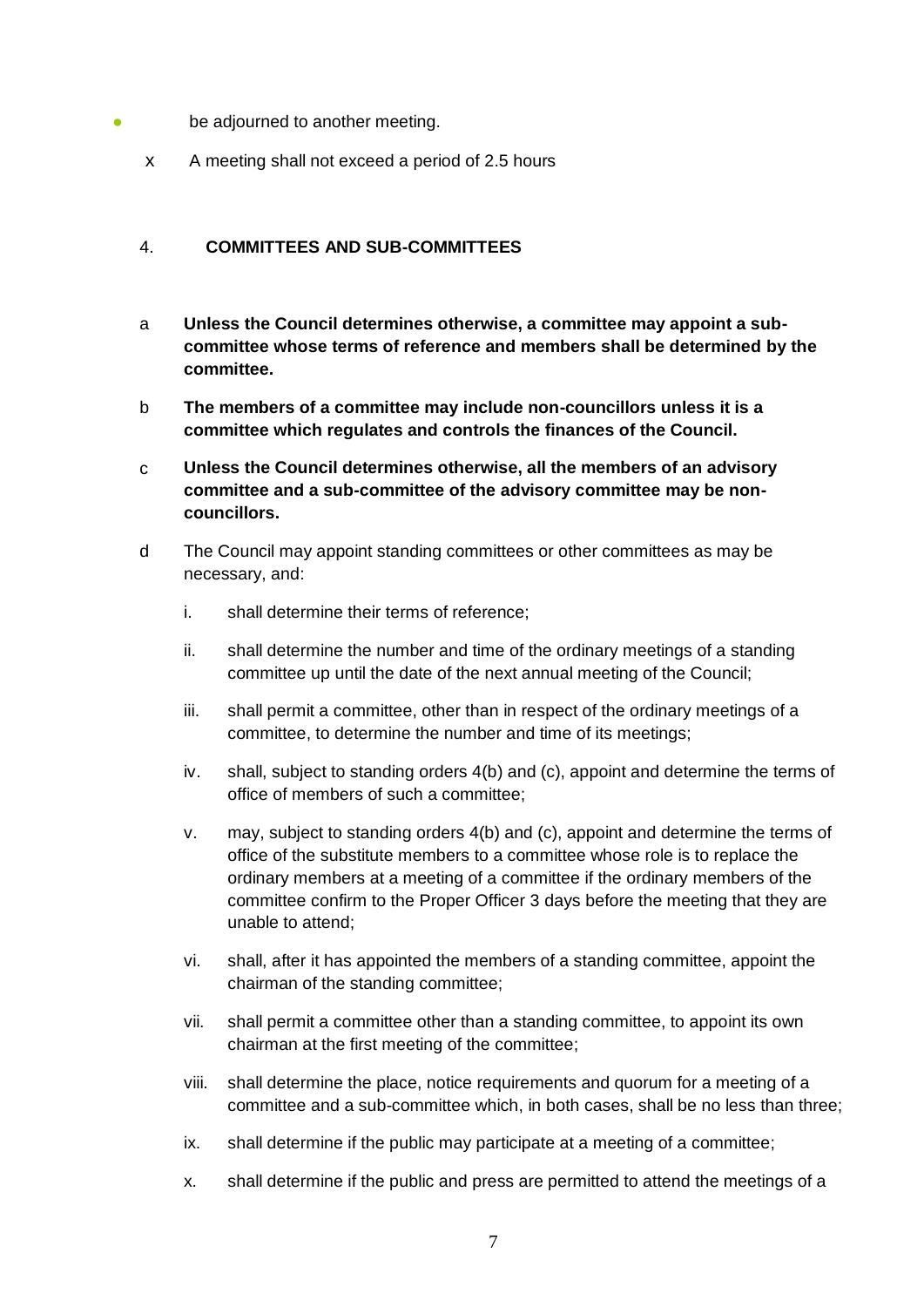- be adjourned to another meeting.

x A meeting shall not exceed a period of 2.5 hours

## 4. COMMITTEES AND SUB-COMMITTEES

a **Unless the Council determines otherwise, a committee may appoint a sub-committee whose terms of reference and members shall be determined by the committee.**

b **The members of a committee may include non-councillors unless it is a committee which regulates and controls the finances of the Council.**

c **Unless the Council determines otherwise, all the members of an advisory committee and a sub-committee of the advisory committee may be non-councillors.**

d The Council may appoint standing committees or other committees as may be necessary, and:

i. shall determine their terms of reference;

ii. shall determine the number and time of the ordinary meetings of a standing committee up until the date of the next annual meeting of the Council;

iii. shall permit a committee, other than in respect of the ordinary meetings of a committee, to determine the number and time of its meetings;

iv. shall, subject to standing orders 4(b) and (c), appoint and determine the terms of office of members of such a committee;

v. may, subject to standing orders 4(b) and (c), appoint and determine the terms of office of the substitute members to a committee whose role is to replace the ordinary members at a meeting of a committee if the ordinary members of the committee confirm to the Proper Officer 3 days before the meeting that they are unable to attend;

vi. shall, after it has appointed the members of a standing committee, appoint the chairman of the standing committee;

vii. shall permit a committee other than a standing committee, to appoint its own chairman at the first meeting of the committee;

viii. shall determine the place, notice requirements and quorum for a meeting of a committee and a sub-committee which, in both cases, shall be no less than three;

ix. shall determine if the public may participate at a meeting of a committee;

x. shall determine if the public and press are permitted to attend the meetings of a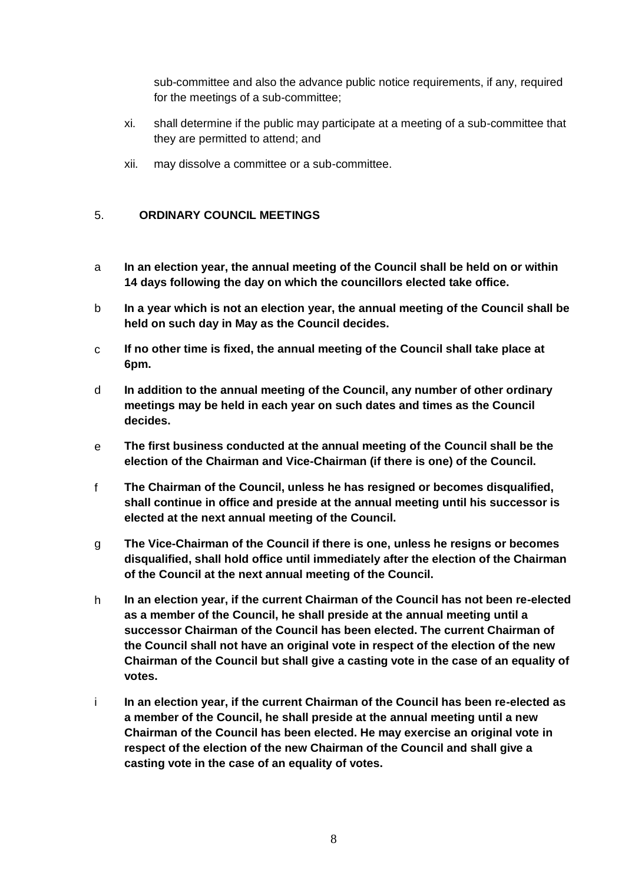sub-committee and also the advance public notice requirements, if any, required for the meetings of a sub-committee;

xi. shall determine if the public may participate at a meeting of a sub-committee that they are permitted to attend; and

xii. may dissolve a committee or a sub-committee.

## 5. ORDINARY COUNCIL MEETINGS

a **In an election year, the annual meeting of the Council shall be held on or within 14 days following the day on which the councillors elected take office.**

b **In a year which is not an election year, the annual meeting of the Council shall be held on such day in May as the Council decides.**

c **If no other time is fixed, the annual meeting of the Council shall take place at 6pm.**

d **In addition to the annual meeting of the Council, any number of other ordinary meetings may be held in each year on such dates and times as the Council decides.**

e **The first business conducted at the annual meeting of the Council shall be the election of the Chairman and Vice-Chairman (if there is one) of the Council.**

f **The Chairman of the Council, unless he has resigned or becomes disqualified, shall continue in office and preside at the annual meeting until his successor is elected at the next annual meeting of the Council.**

g **The Vice-Chairman of the Council if there is one, unless he resigns or becomes disqualified, shall hold office until immediately after the election of the Chairman of the Council at the next annual meeting of the Council.**

h **In an election year, if the current Chairman of the Council has not been re-elected as a member of the Council, he shall preside at the annual meeting until a successor Chairman of the Council has been elected. The current Chairman of the Council shall not have an original vote in respect of the election of the new Chairman of the Council but shall give a casting vote in the case of an equality of votes.**

i **In an election year, if the current Chairman of the Council has been re-elected as a member of the Council, he shall preside at the annual meeting until a new Chairman of the Council has been elected. He may exercise an original vote in respect of the election of the new Chairman of the Council and shall give a casting vote in the case of an equality of votes.**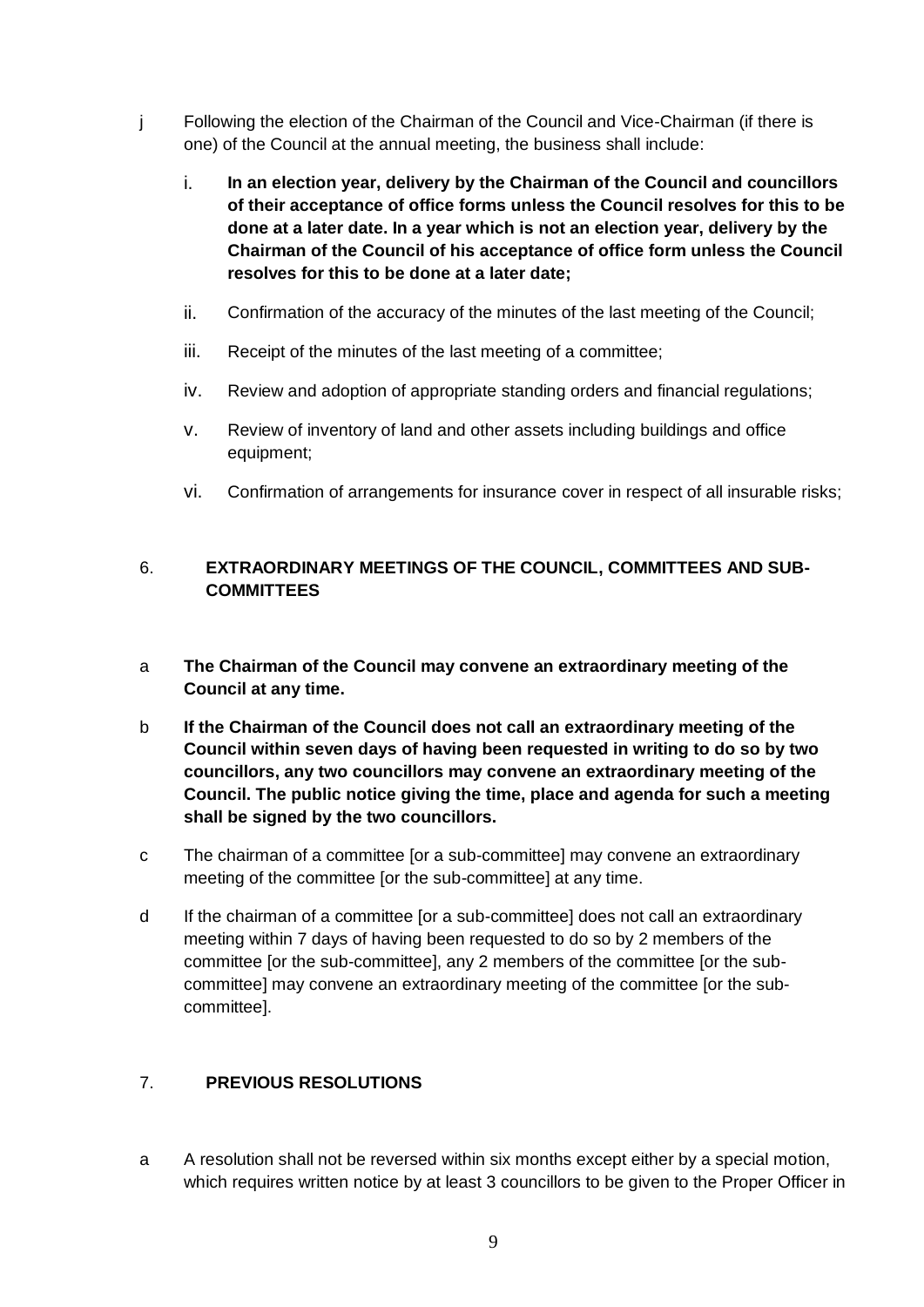j Following the election of the Chairman of the Council and Vice-Chairman (if there is one) of the Council at the annual meeting, the business shall include:

   i. **In an election year, delivery by the Chairman of the Council and councillors of their acceptance of office forms unless the Council resolves for this to be done at a later date. In a year which is not an election year, delivery by the Chairman of the Council of his acceptance of office form unless the Council resolves for this to be done at a later date;**

   ii. Confirmation of the accuracy of the minutes of the last meeting of the Council;

   iii. Receipt of the minutes of the last meeting of a committee;

   iv. Review and adoption of appropriate standing orders and financial regulations;

   v. Review of inventory of land and other assets including buildings and office equipment;

   vi. Confirmation of arrangements for insurance cover in respect of all insurable risks;

## 6. EXTRAORDINARY MEETINGS OF THE COUNCIL, COMMITTEES AND SUB-COMMITTEES

a **The Chairman of the Council may convene an extraordinary meeting of the Council at any time.**

b **If the Chairman of the Council does not call an extraordinary meeting of the Council within seven days of having been requested in writing to do so by two councillors, any two councillors may convene an extraordinary meeting of the Council. The public notice giving the time, place and agenda for such a meeting shall be signed by the two councillors.**

c The chairman of a committee [or a sub-committee] may convene an extraordinary meeting of the committee [or the sub-committee] at any time.

d If the chairman of a committee [or a sub-committee] does not call an extraordinary meeting within 7 days of having been requested to do so by 2 members of the committee [or the sub-committee], any 2 members of the committee [or the sub-committee] may convene an extraordinary meeting of the committee [or the sub-committee].

## 7. PREVIOUS RESOLUTIONS

a A resolution shall not be reversed within six months except either by a special motion, which requires written notice by at least 3 councillors to be given to the Proper Officer in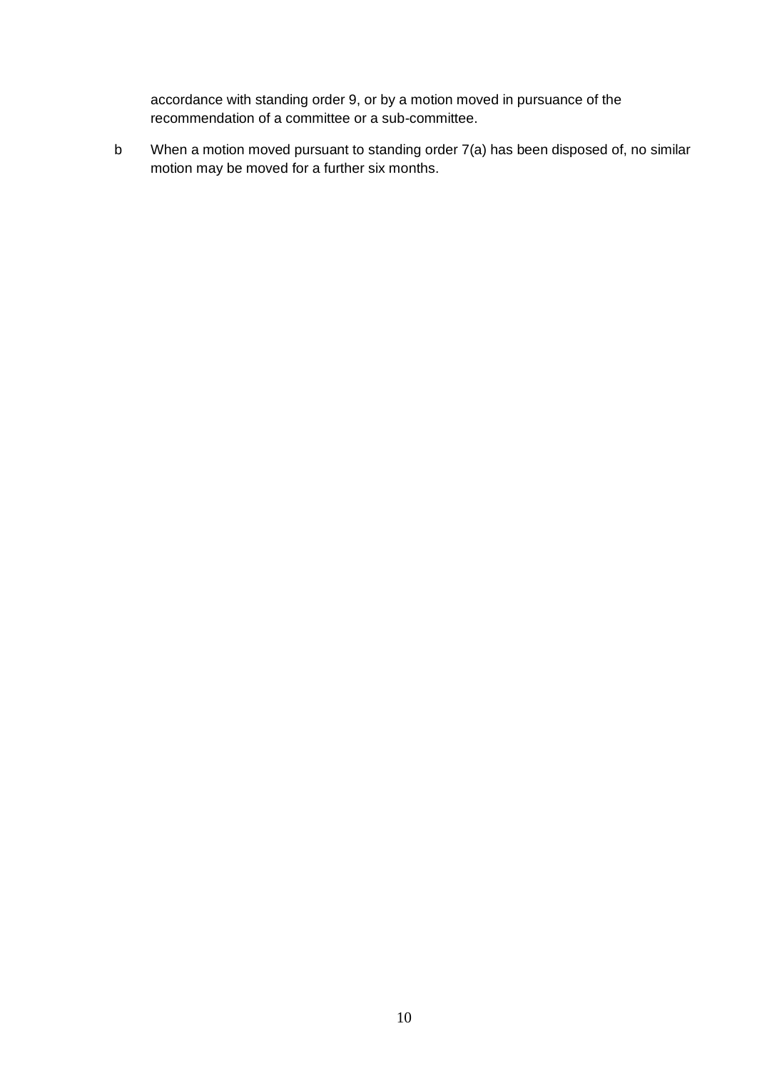accordance with standing order 9, or by a motion moved in pursuance of the recommendation of a committee or a sub-committee.

b When a motion moved pursuant to standing order 7(a) has been disposed of, no similar motion may be moved for a further six months.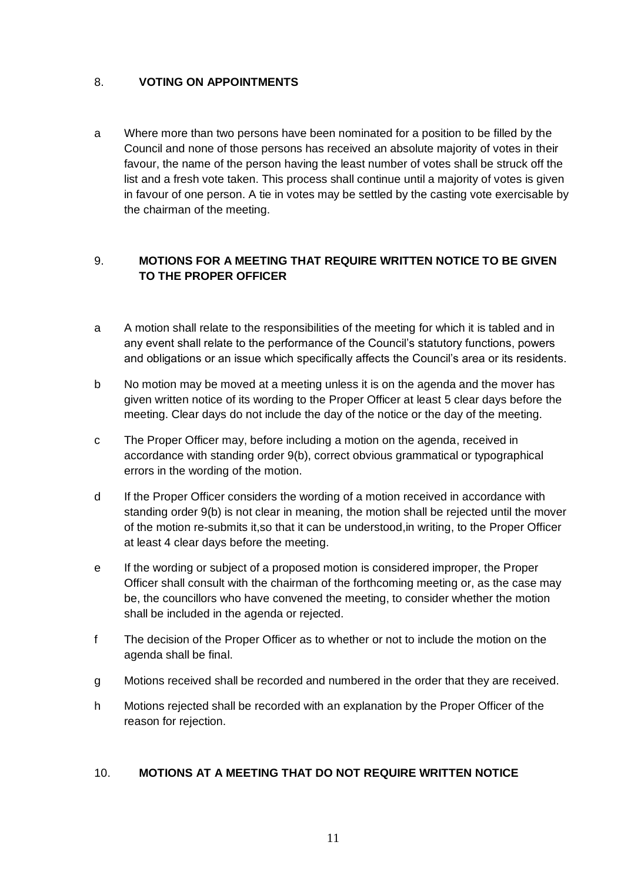## 8. VOTING ON APPOINTMENTS

a Where more than two persons have been nominated for a position to be filled by the Council and none of those persons has received an absolute majority of votes in their favour, the name of the person having the least number of votes shall be struck off the list and a fresh vote taken. This process shall continue until a majority of votes is given in favour of one person. A tie in votes may be settled by the casting vote exercisable by the chairman of the meeting.

## 9. MOTIONS FOR A MEETING THAT REQUIRE WRITTEN NOTICE TO BE GIVEN TO THE PROPER OFFICER

a A motion shall relate to the responsibilities of the meeting for which it is tabled and in any event shall relate to the performance of the Council's statutory functions, powers and obligations or an issue which specifically affects the Council's area or its residents.

b No motion may be moved at a meeting unless it is on the agenda and the mover has given written notice of its wording to the Proper Officer at least 5 clear days before the meeting. Clear days do not include the day of the notice or the day of the meeting.

c The Proper Officer may, before including a motion on the agenda, received in accordance with standing order 9(b), correct obvious grammatical or typographical errors in the wording of the motion.

d If the Proper Officer considers the wording of a motion received in accordance with standing order 9(b) is not clear in meaning, the motion shall be rejected until the mover of the motion re-submits it,so that it can be understood,in writing, to the Proper Officer at least 4 clear days before the meeting.

e If the wording or subject of a proposed motion is considered improper, the Proper Officer shall consult with the chairman of the forthcoming meeting or, as the case may be, the councillors who have convened the meeting, to consider whether the motion shall be included in the agenda or rejected.

f The decision of the Proper Officer as to whether or not to include the motion on the agenda shall be final.

g Motions received shall be recorded and numbered in the order that they are received.

h Motions rejected shall be recorded with an explanation by the Proper Officer of the reason for rejection.

## 10. MOTIONS AT A MEETING THAT DO NOT REQUIRE WRITTEN NOTICE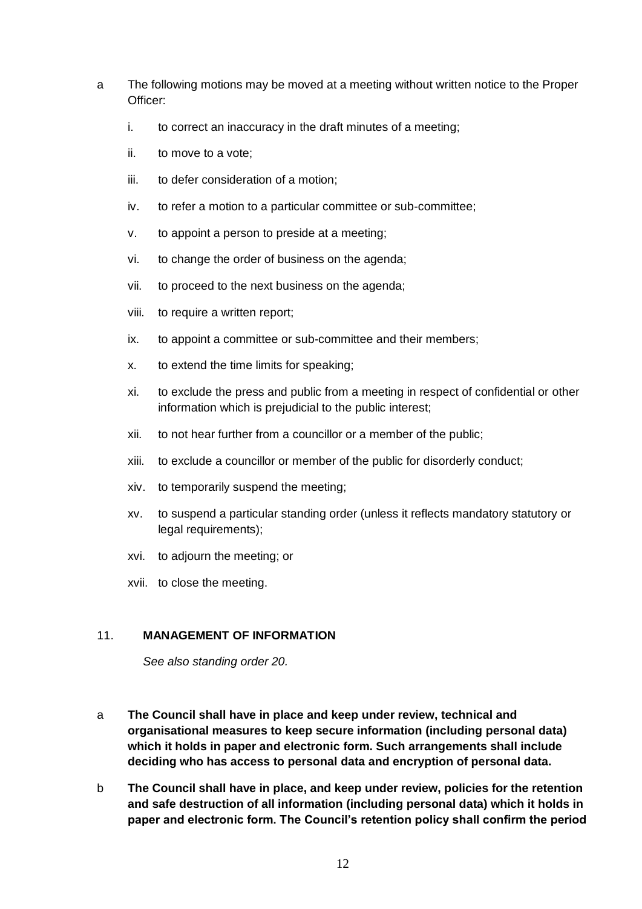a The following motions may be moved at a meeting without written notice to the Proper Officer:

   i. to correct an inaccuracy in the draft minutes of a meeting;

   ii. to move to a vote;

   iii. to defer consideration of a motion;

   iv. to refer a motion to a particular committee or sub-committee;

   v. to appoint a person to preside at a meeting;

   vi. to change the order of business on the agenda;

   vii. to proceed to the next business on the agenda;

   viii. to require a written report;

   ix. to appoint a committee or sub-committee and their members;

   x. to extend the time limits for speaking;

   xi. to exclude the press and public from a meeting in respect of confidential or other information which is prejudicial to the public interest;

   xii. to not hear further from a councillor or a member of the public;

   xiii. to exclude a councillor or member of the public for disorderly conduct;

   xiv. to temporarily suspend the meeting;

   xv. to suspend a particular standing order (unless it reflects mandatory statutory or legal requirements);

   xvi. to adjourn the meeting; or

   xvii. to close the meeting.

## 11. MANAGEMENT OF INFORMATION

*See also standing order 20.*

a **The Council shall have in place and keep under review, technical and organisational measures to keep secure information (including personal data) which it holds in paper and electronic form. Such arrangements shall include deciding who has access to personal data and encryption of personal data.**

b **The Council shall have in place, and keep under review, policies for the retention and safe destruction of all information (including personal data) which it holds in paper and electronic form. The Council's retention policy shall confirm the period**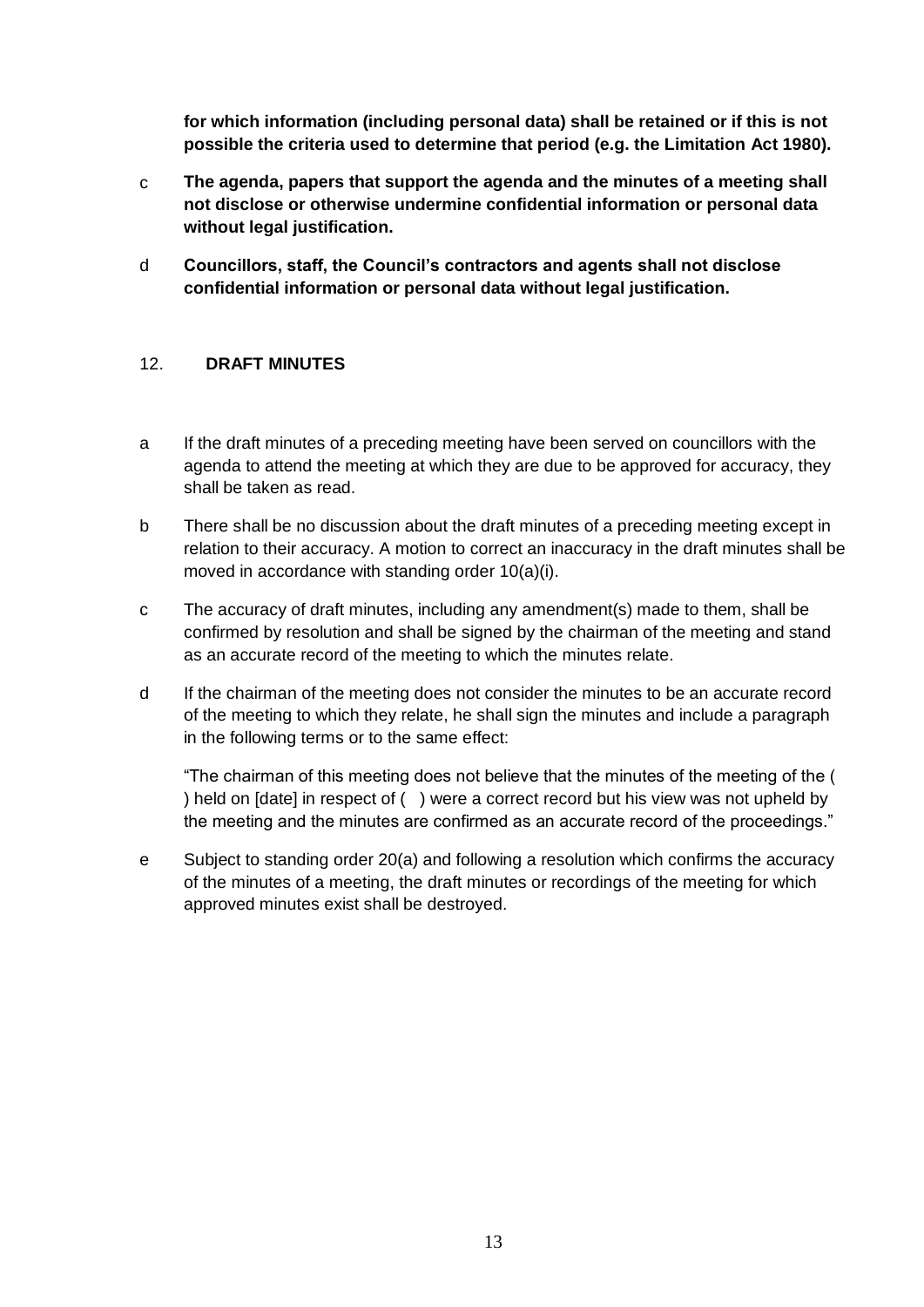**for which information (including personal data) shall be retained or if this is not possible the criteria used to determine that period (e.g. the Limitation Act 1980).**

c **The agenda, papers that support the agenda and the minutes of a meeting shall not disclose or otherwise undermine confidential information or personal data without legal justification.**

d **Councillors, staff, the Council's contractors and agents shall not disclose confidential information or personal data without legal justification.**

## 12. DRAFT MINUTES

a If the draft minutes of a preceding meeting have been served on councillors with the agenda to attend the meeting at which they are due to be approved for accuracy, they shall be taken as read.

b There shall be no discussion about the draft minutes of a preceding meeting except in relation to their accuracy. A motion to correct an inaccuracy in the draft minutes shall be moved in accordance with standing order 10(a)(i).

c The accuracy of draft minutes, including any amendment(s) made to them, shall be confirmed by resolution and shall be signed by the chairman of the meeting and stand as an accurate record of the meeting to which the minutes relate.

d If the chairman of the meeting does not consider the minutes to be an accurate record of the meeting to which they relate, he shall sign the minutes and include a paragraph in the following terms or to the same effect:

"The chairman of this meeting does not believe that the minutes of the meeting of the ( ) held on [date] in respect of ( ) were a correct record but his view was not upheld by the meeting and the minutes are confirmed as an accurate record of the proceedings."

e Subject to standing order 20(a) and following a resolution which confirms the accuracy of the minutes of a meeting, the draft minutes or recordings of the meeting for which approved minutes exist shall be destroyed.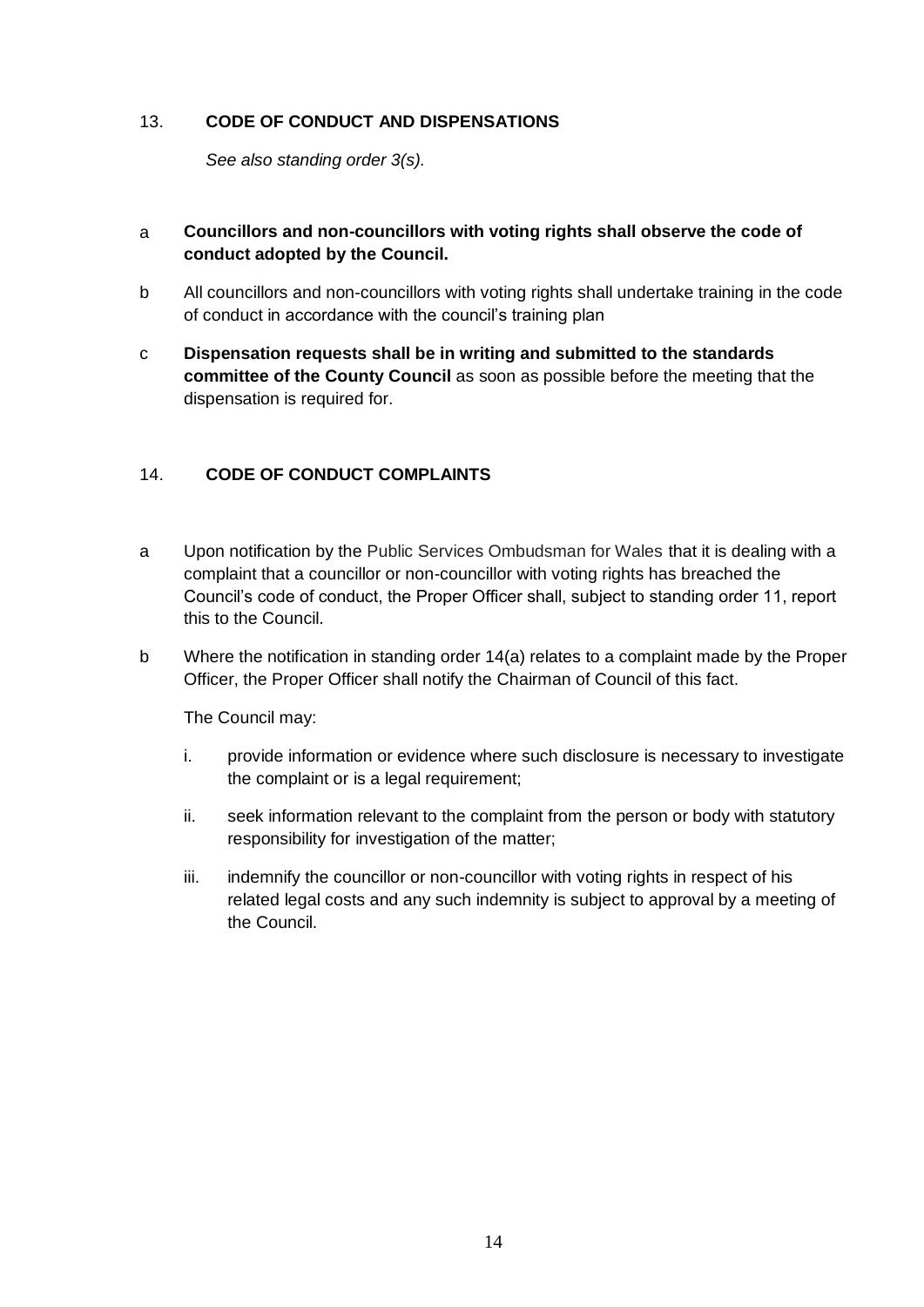## 13. CODE OF CONDUCT AND DISPENSATIONS

*See also standing order 3(s).*

a **Councillors and non-councillors with voting rights shall observe the code of conduct adopted by the Council.**

b All councillors and non-councillors with voting rights shall undertake training in the code of conduct in accordance with the council's training plan

c **Dispensation requests shall be in writing and submitted to the standards committee of the County Council** as soon as possible before the meeting that the dispensation is required for.

## 14. CODE OF CONDUCT COMPLAINTS

a Upon notification by the Public Services Ombudsman for Wales that it is dealing with a complaint that a councillor or non-councillor with voting rights has breached the Council's code of conduct, the Proper Officer shall, subject to standing order 11, report this to the Council.

b Where the notification in standing order 14(a) relates to a complaint made by the Proper Officer, the Proper Officer shall notify the Chairman of Council of this fact.

The Council may:

i. provide information or evidence where such disclosure is necessary to investigate the complaint or is a legal requirement;

ii. seek information relevant to the complaint from the person or body with statutory responsibility for investigation of the matter;

iii. indemnify the councillor or non-councillor with voting rights in respect of his related legal costs and any such indemnity is subject to approval by a meeting of the Council.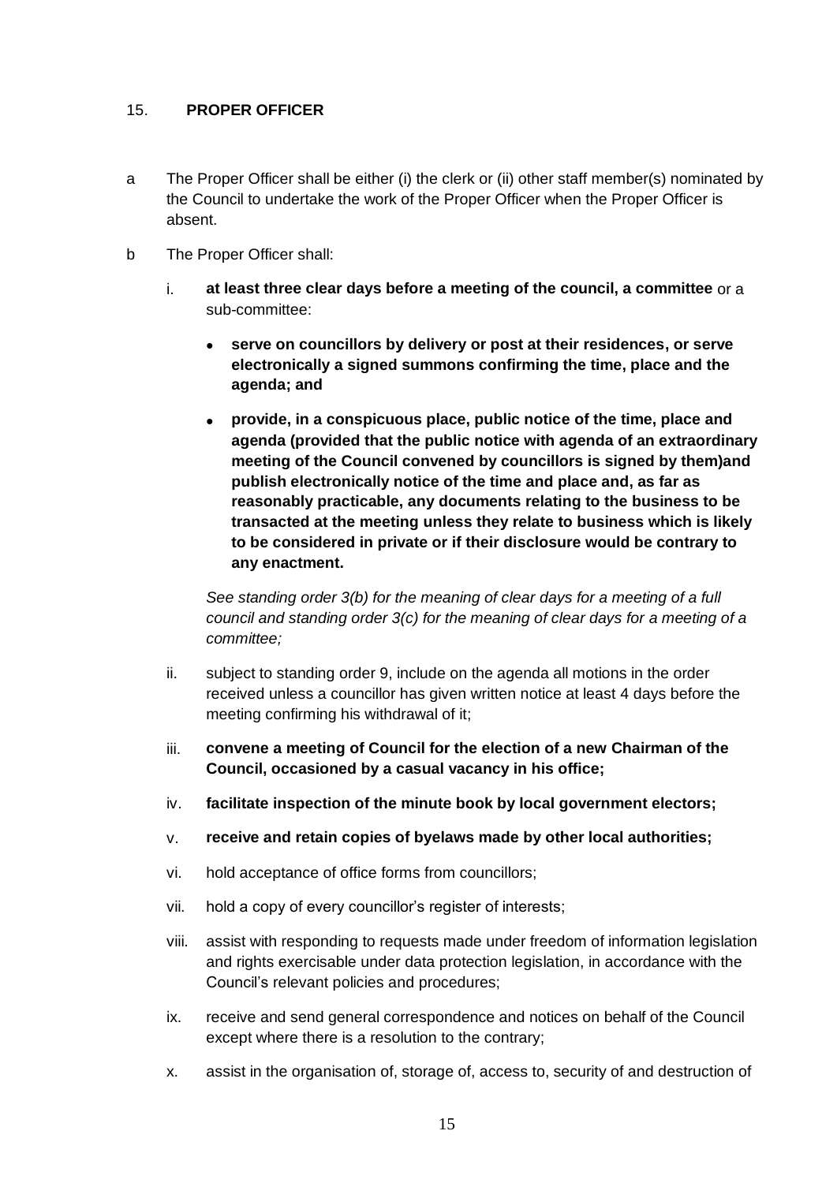## 15. PROPER OFFICER

a The Proper Officer shall be either (i) the clerk or (ii) other staff member(s) nominated by the Council to undertake the work of the Proper Officer when the Proper Officer is absent.

b The Proper Officer shall:

i. **at least three clear days before a meeting of the council, a committee** or a sub-committee:

- **serve on councillors by delivery or post at their residences, or serve electronically a signed summons confirming the time, place and the agenda; and**
- **provide, in a conspicuous place, public notice of the time, place and agenda (provided that the public notice with agenda of an extraordinary meeting of the Council convened by councillors is signed by them)and publish electronically notice of the time and place and, as far as reasonably practicable, any documents relating to the business to be transacted at the meeting unless they relate to business which is likely to be considered in private or if their disclosure would be contrary to any enactment.**

*See standing order 3(b) for the meaning of clear days for a meeting of a full council and standing order 3(c) for the meaning of clear days for a meeting of a committee;*

ii. subject to standing order 9, include on the agenda all motions in the order received unless a councillor has given written notice at least 4 days before the meeting confirming his withdrawal of it;

iii. **convene a meeting of Council for the election of a new Chairman of the Council, occasioned by a casual vacancy in his office;**

iv. **facilitate inspection of the minute book by local government electors;**

v. **receive and retain copies of byelaws made by other local authorities;**

vi. hold acceptance of office forms from councillors;

vii. hold a copy of every councillor's register of interests;

viii. assist with responding to requests made under freedom of information legislation and rights exercisable under data protection legislation, in accordance with the Council's relevant policies and procedures;

ix. receive and send general correspondence and notices on behalf of the Council except where there is a resolution to the contrary;

x. assist in the organisation of, storage of, access to, security of and destruction of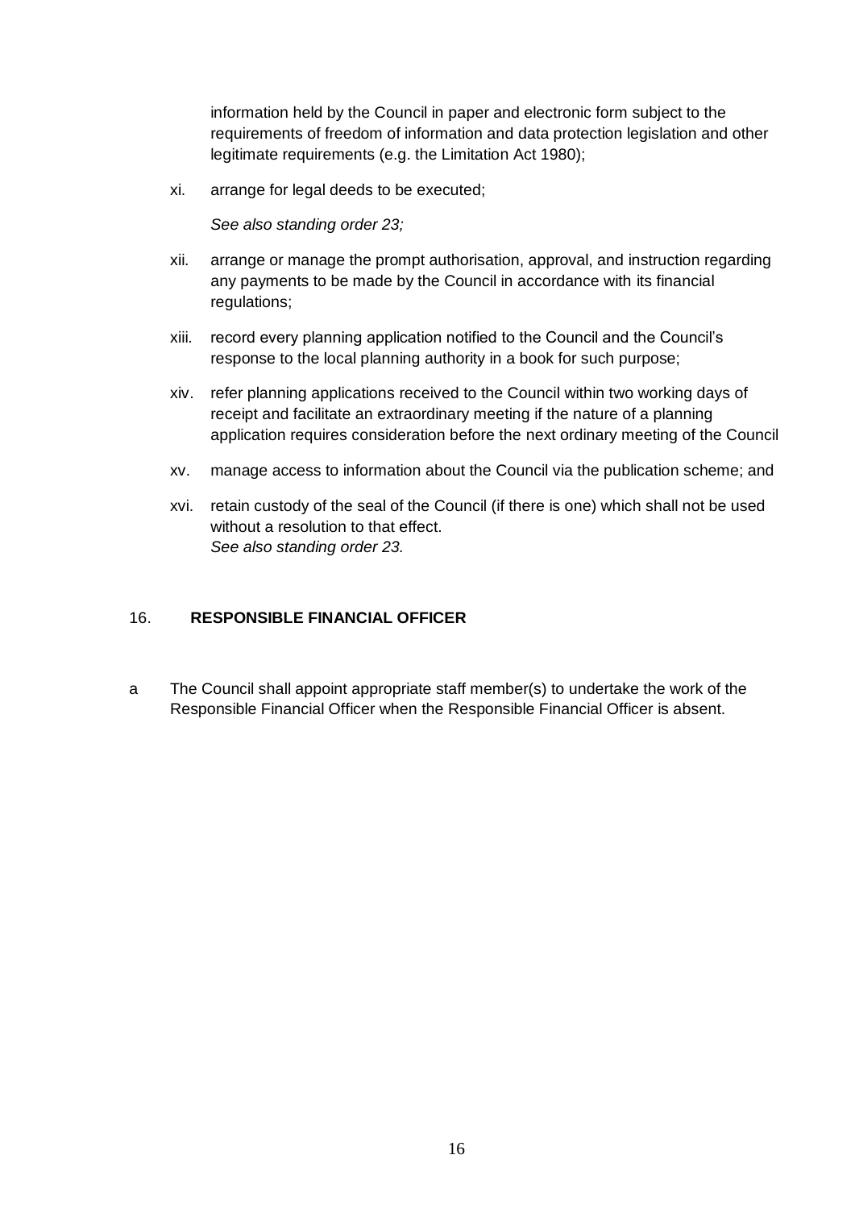information held by the Council in paper and electronic form subject to the requirements of freedom of information and data protection legislation and other legitimate requirements (e.g. the Limitation Act 1980);

xi. arrange for legal deeds to be executed;

*See also standing order 23;*

xii. arrange or manage the prompt authorisation, approval, and instruction regarding any payments to be made by the Council in accordance with its financial regulations;

xiii. record every planning application notified to the Council and the Council's response to the local planning authority in a book for such purpose;

xiv. refer planning applications received to the Council within two working days of receipt and facilitate an extraordinary meeting if the nature of a planning application requires consideration before the next ordinary meeting of the Council

xv. manage access to information about the Council via the publication scheme; and

xvi. retain custody of the seal of the Council (if there is one) which shall not be used without a resolution to that effect.
*See also standing order 23.*

## 16. RESPONSIBLE FINANCIAL OFFICER

a The Council shall appoint appropriate staff member(s) to undertake the work of the Responsible Financial Officer when the Responsible Financial Officer is absent.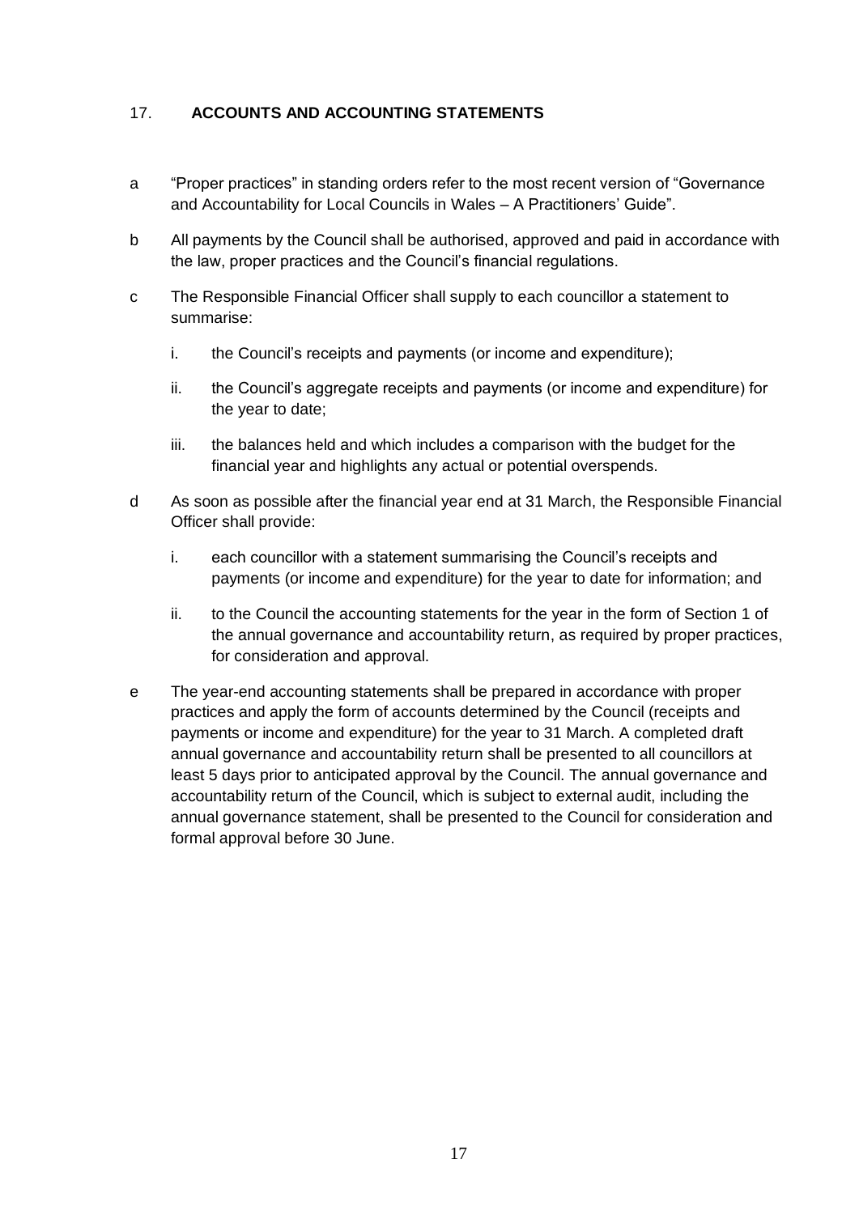## 17. ACCOUNTS AND ACCOUNTING STATEMENTS

a "Proper practices" in standing orders refer to the most recent version of "Governance and Accountability for Local Councils in Wales – A Practitioners' Guide".

b All payments by the Council shall be authorised, approved and paid in accordance with the law, proper practices and the Council's financial regulations.

c The Responsible Financial Officer shall supply to each councillor a statement to summarise:

   i. the Council's receipts and payments (or income and expenditure);

   ii. the Council's aggregate receipts and payments (or income and expenditure) for the year to date;

   iii. the balances held and which includes a comparison with the budget for the financial year and highlights any actual or potential overspends.

d As soon as possible after the financial year end at 31 March, the Responsible Financial Officer shall provide:

   i. each councillor with a statement summarising the Council's receipts and payments (or income and expenditure) for the year to date for information; and

   ii. to the Council the accounting statements for the year in the form of Section 1 of the annual governance and accountability return, as required by proper practices, for consideration and approval.

e The year-end accounting statements shall be prepared in accordance with proper practices and apply the form of accounts determined by the Council (receipts and payments or income and expenditure) for the year to 31 March. A completed draft annual governance and accountability return shall be presented to all councillors at least 5 days prior to anticipated approval by the Council. The annual governance and accountability return of the Council, which is subject to external audit, including the annual governance statement, shall be presented to the Council for consideration and formal approval before 30 June.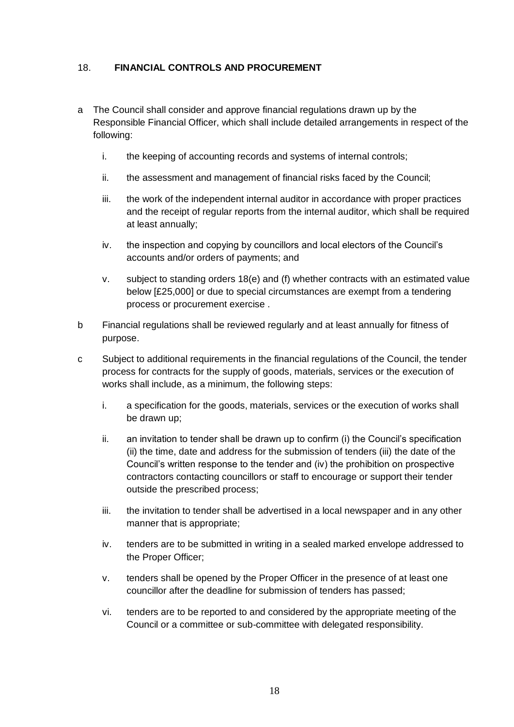## 18. FINANCIAL CONTROLS AND PROCUREMENT

a. The Council shall consider and approve financial regulations drawn up by the Responsible Financial Officer, which shall include detailed arrangements in respect of the following:

   i. the keeping of accounting records and systems of internal controls;

   ii. the assessment and management of financial risks faced by the Council;

   iii. the work of the independent internal auditor in accordance with proper practices and the receipt of regular reports from the internal auditor, which shall be required at least annually;

   iv. the inspection and copying by councillors and local electors of the Council's accounts and/or orders of payments; and

   v. subject to standing orders 18(e) and (f) whether contracts with an estimated value below [£25,000] or due to special circumstances are exempt from a tendering process or procurement exercise .

b. Financial regulations shall be reviewed regularly and at least annually for fitness of purpose.

c. Subject to additional requirements in the financial regulations of the Council, the tender process for contracts for the supply of goods, materials, services or the execution of works shall include, as a minimum, the following steps:

   i. a specification for the goods, materials, services or the execution of works shall be drawn up;

   ii. an invitation to tender shall be drawn up to confirm (i) the Council's specification (ii) the time, date and address for the submission of tenders (iii) the date of the Council's written response to the tender and (iv) the prohibition on prospective contractors contacting councillors or staff to encourage or support their tender outside the prescribed process;

   iii. the invitation to tender shall be advertised in a local newspaper and in any other manner that is appropriate;

   iv. tenders are to be submitted in writing in a sealed marked envelope addressed to the Proper Officer;

   v. tenders shall be opened by the Proper Officer in the presence of at least one councillor after the deadline for submission of tenders has passed;

   vi. tenders are to be reported to and considered by the appropriate meeting of the Council or a committee or sub-committee with delegated responsibility.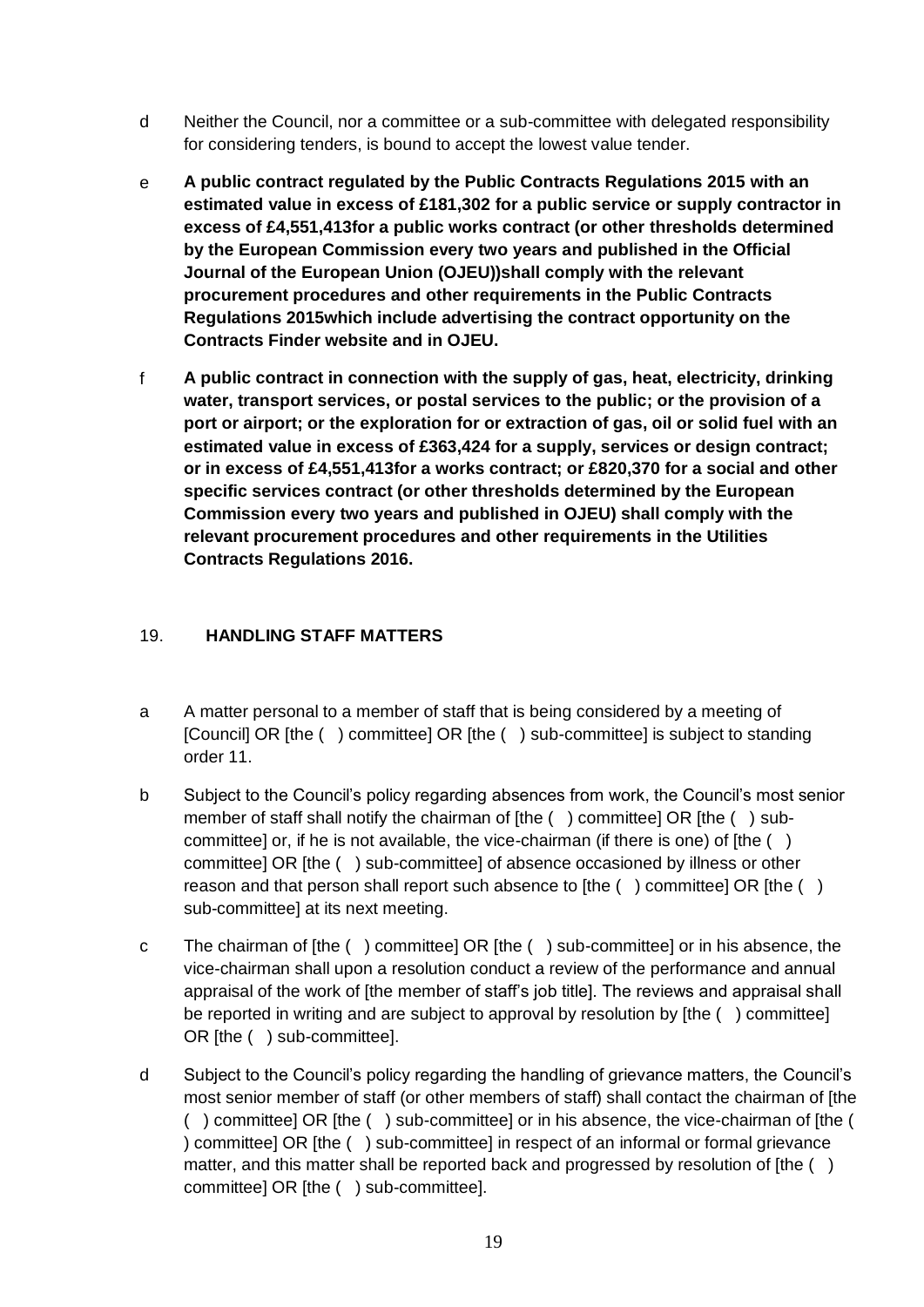d Neither the Council, nor a committee or a sub-committee with delegated responsibility for considering tenders, is bound to accept the lowest value tender.

e **A public contract regulated by the Public Contracts Regulations 2015 with an estimated value in excess of £181,302 for a public service or supply contractor in excess of £4,551,413for a public works contract (or other thresholds determined by the European Commission every two years and published in the Official Journal of the European Union (OJEU))shall comply with the relevant procurement procedures and other requirements in the Public Contracts Regulations 2015which include advertising the contract opportunity on the Contracts Finder website and in OJEU.**

f **A public contract in connection with the supply of gas, heat, electricity, drinking water, transport services, or postal services to the public; or the provision of a port or airport; or the exploration for or extraction of gas, oil or solid fuel with an estimated value in excess of £363,424 for a supply, services or design contract; or in excess of £4,551,413for a works contract; or £820,370 for a social and other specific services contract (or other thresholds determined by the European Commission every two years and published in OJEU) shall comply with the relevant procurement procedures and other requirements in the Utilities Contracts Regulations 2016.**

## 19. HANDLING STAFF MATTERS

a A matter personal to a member of staff that is being considered by a meeting of [Council] OR [the ( ) committee] OR [the ( ) sub-committee] is subject to standing order 11.

b Subject to the Council's policy regarding absences from work, the Council's most senior member of staff shall notify the chairman of [the ( ) committee] OR [the ( ) sub-committee] or, if he is not available, the vice-chairman (if there is one) of [the ( ) committee] OR [the ( ) sub-committee] of absence occasioned by illness or other reason and that person shall report such absence to [the ( ) committee] OR [the ( ) sub-committee] at its next meeting.

c The chairman of [the ( ) committee] OR [the ( ) sub-committee] or in his absence, the vice-chairman shall upon a resolution conduct a review of the performance and annual appraisal of the work of [the member of staff's job title]. The reviews and appraisal shall be reported in writing and are subject to approval by resolution by [the ( ) committee] OR [the ( ) sub-committee].

d Subject to the Council's policy regarding the handling of grievance matters, the Council's most senior member of staff (or other members of staff) shall contact the chairman of [the ( ) committee] OR [the ( ) sub-committee] or in his absence, the vice-chairman of [the ( ) committee] OR [the ( ) sub-committee] in respect of an informal or formal grievance matter, and this matter shall be reported back and progressed by resolution of [the ( ) committee] OR [the ( ) sub-committee].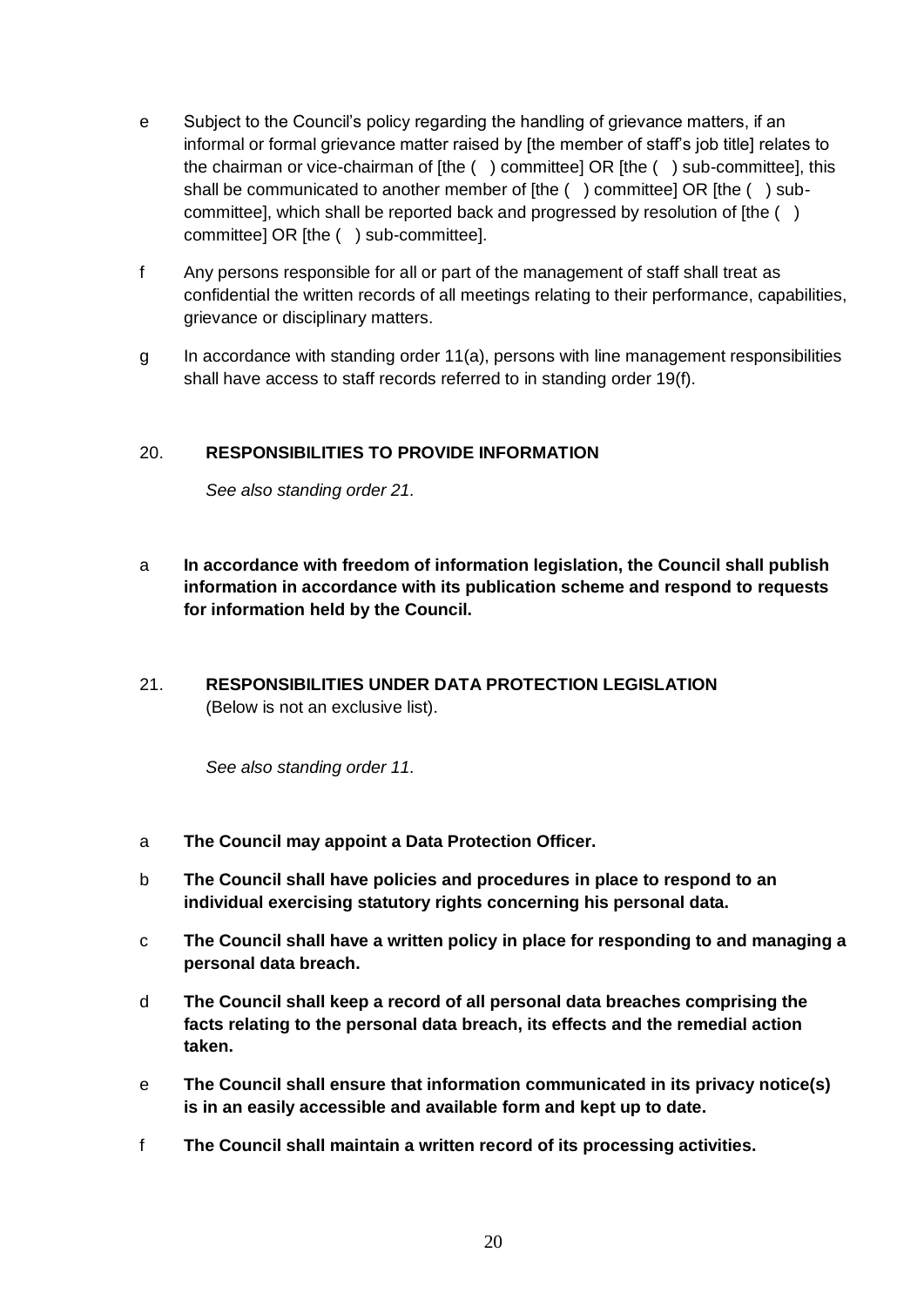e Subject to the Council's policy regarding the handling of grievance matters, if an informal or formal grievance matter raised by [the member of staff's job title] relates to the chairman or vice-chairman of [the ( ) committee] OR [the ( ) sub-committee], this shall be communicated to another member of [the ( ) committee] OR [the ( ) sub-committee], which shall be reported back and progressed by resolution of [the ( ) committee] OR [the ( ) sub-committee].

f Any persons responsible for all or part of the management of staff shall treat as confidential the written records of all meetings relating to their performance, capabilities, grievance or disciplinary matters.

g In accordance with standing order 11(a), persons with line management responsibilities shall have access to staff records referred to in standing order 19(f).

## 20. RESPONSIBILITIES TO PROVIDE INFORMATION

*See also standing order 21.*

a **In accordance with freedom of information legislation, the Council shall publish information in accordance with its publication scheme and respond to requests for information held by the Council.**

## 21. RESPONSIBILITIES UNDER DATA PROTECTION LEGISLATION

(Below is not an exclusive list).

*See also standing order 11.*

a **The Council may appoint a Data Protection Officer.**

b **The Council shall have policies and procedures in place to respond to an individual exercising statutory rights concerning his personal data.**

c **The Council shall have a written policy in place for responding to and managing a personal data breach.**

d **The Council shall keep a record of all personal data breaches comprising the facts relating to the personal data breach, its effects and the remedial action taken.**

e **The Council shall ensure that information communicated in its privacy notice(s) is in an easily accessible and available form and kept up to date.**

f **The Council shall maintain a written record of its processing activities.**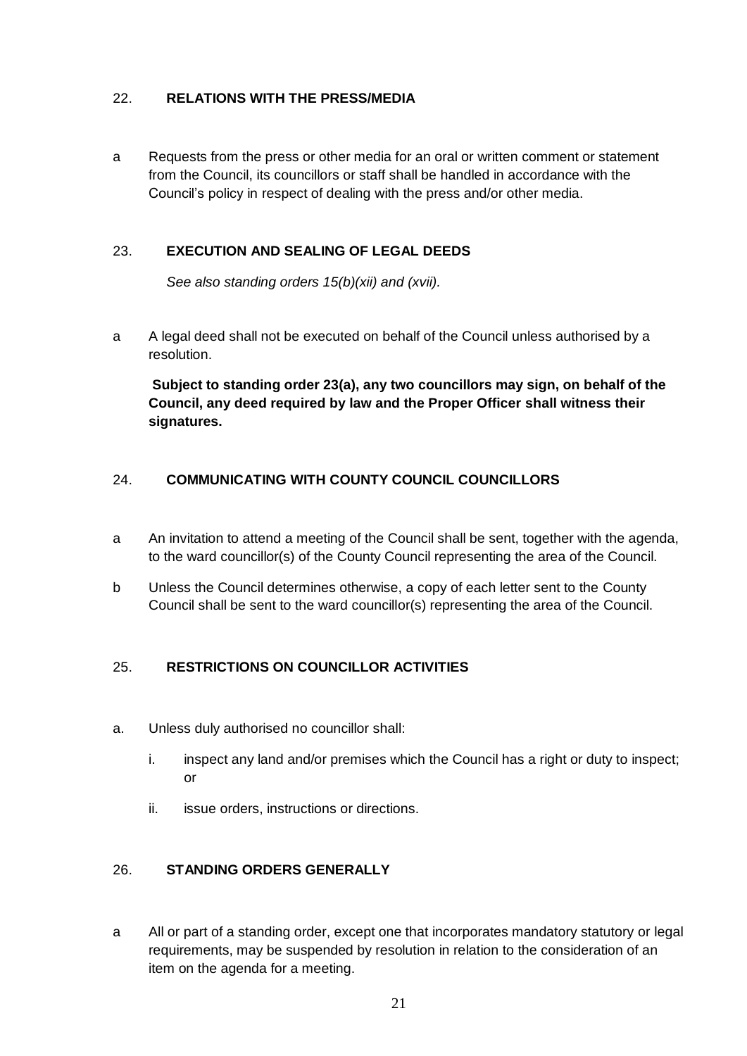## 22. RELATIONS WITH THE PRESS/MEDIA

a Requests from the press or other media for an oral or written comment or statement from the Council, its councillors or staff shall be handled in accordance with the Council's policy in respect of dealing with the press and/or other media.

## 23. EXECUTION AND SEALING OF LEGAL DEEDS

*See also standing orders 15(b)(xii) and (xvii).*

a A legal deed shall not be executed on behalf of the Council unless authorised by a resolution.

**Subject to standing order 23(a), any two councillors may sign, on behalf of the Council, any deed required by law and the Proper Officer shall witness their signatures.**

## 24. COMMUNICATING WITH COUNTY COUNCIL COUNCILLORS

a An invitation to attend a meeting of the Council shall be sent, together with the agenda, to the ward councillor(s) of the County Council representing the area of the Council.

b Unless the Council determines otherwise, a copy of each letter sent to the County Council shall be sent to the ward councillor(s) representing the area of the Council.

## 25. RESTRICTIONS ON COUNCILLOR ACTIVITIES

a. Unless duly authorised no councillor shall:

   i. inspect any land and/or premises which the Council has a right or duty to inspect; or

   ii. issue orders, instructions or directions.

## 26. STANDING ORDERS GENERALLY

a All or part of a standing order, except one that incorporates mandatory statutory or legal requirements, may be suspended by resolution in relation to the consideration of an item on the agenda for a meeting.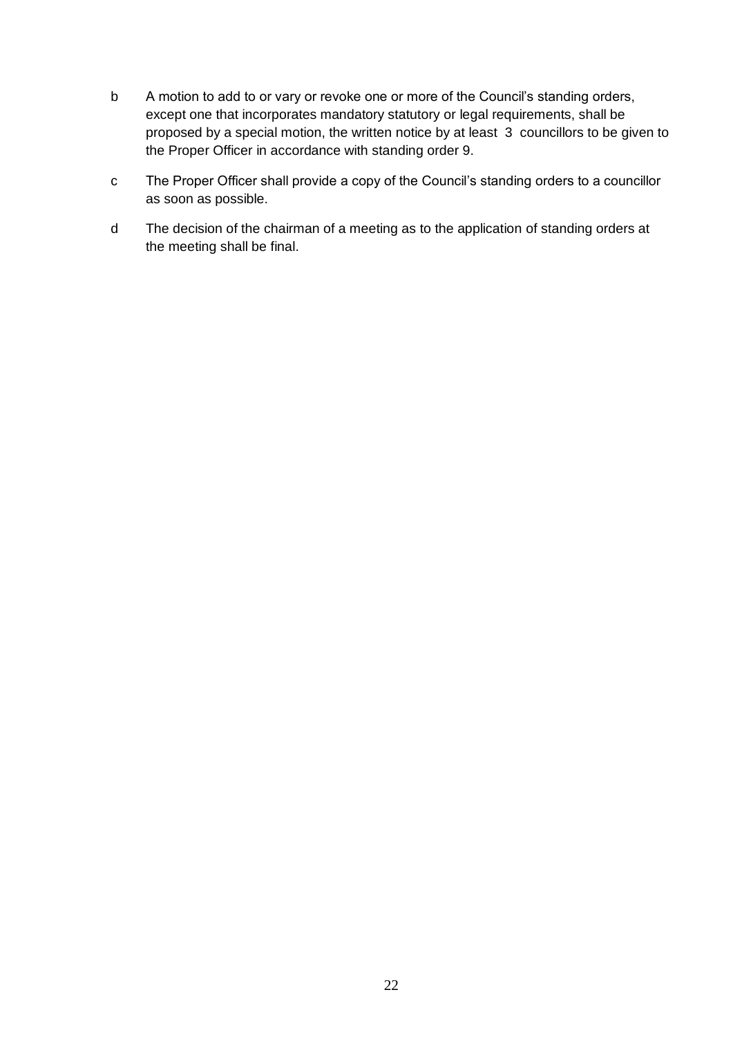b A motion to add to or vary or revoke one or more of the Council's standing orders, except one that incorporates mandatory statutory or legal requirements, shall be proposed by a special motion, the written notice by at least 3 councillors to be given to the Proper Officer in accordance with standing order 9.

c The Proper Officer shall provide a copy of the Council's standing orders to a councillor as soon as possible.

d The decision of the chairman of a meeting as to the application of standing orders at the meeting shall be final.